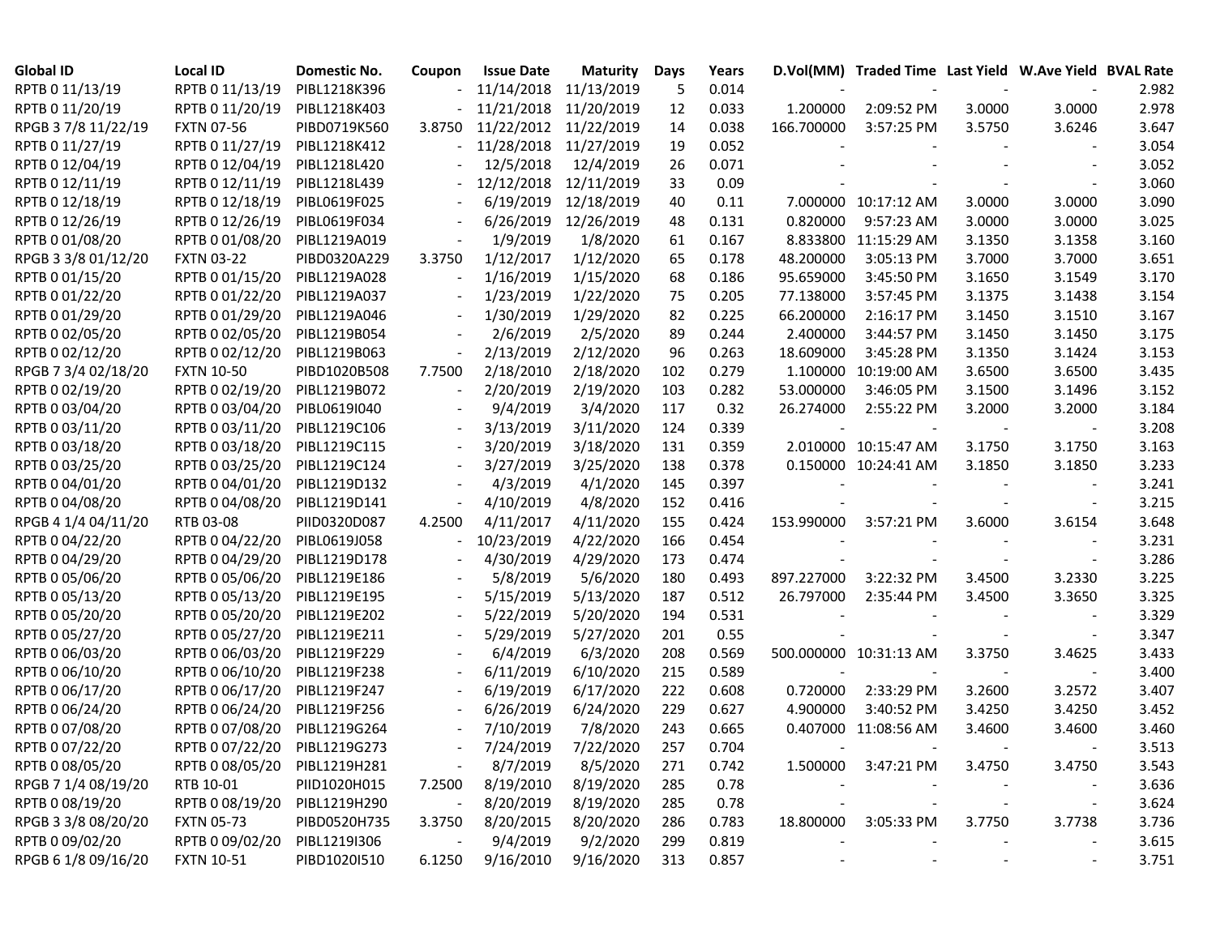| Global ID | Local ID | Domestic No. | Coupon | Issue Date | Maturity | Days | Years | D.Vol(MM) | Traded Time | Last Yield | W.Ave Yield | BVAL Rate |
|---|---|---|---|---|---|---|---|---|---|---|---|---|
| RPTB 0 11/13/19 | RPTB 0 11/13/19 | PIBL1218K396 | - | 11/14/2018 | 11/13/2019 | 5 | 0.014 | - | - | - | - | 2.982 |
| RPTB 0 11/20/19 | RPTB 0 11/20/19 | PIBL1218K403 | - | 11/21/2018 | 11/20/2019 | 12 | 0.033 | 1.200000 | 2:09:52 PM | 3.0000 | 3.0000 | 2.978 |
| RPGB 3 7/8 11/22/19 | FXTN 07-56 | PIBD0719K560 | 3.8750 | 11/22/2012 | 11/22/2019 | 14 | 0.038 | 166.700000 | 3:57:25 PM | 3.5750 | 3.6246 | 3.647 |
| RPTB 0 11/27/19 | RPTB 0 11/27/19 | PIBL1218K412 | - | 11/28/2018 | 11/27/2019 | 19 | 0.052 | - | - | - | - | 3.054 |
| RPTB 0 12/04/19 | RPTB 0 12/04/19 | PIBL1218L420 | - | 12/5/2018 | 12/4/2019 | 26 | 0.071 | - | - | - | - | 3.052 |
| RPTB 0 12/11/19 | RPTB 0 12/11/19 | PIBL1218L439 | - | 12/12/2018 | 12/11/2019 | 33 | 0.09 | - | - | - | - | 3.060 |
| RPTB 0 12/18/19 | RPTB 0 12/18/19 | PIBL0619F025 | - | 6/19/2019 | 12/18/2019 | 40 | 0.11 | 7.000000 | 10:17:12 AM | 3.0000 | 3.0000 | 3.090 |
| RPTB 0 12/26/19 | RPTB 0 12/26/19 | PIBL0619F034 | - | 6/26/2019 | 12/26/2019 | 48 | 0.131 | 0.820000 | 9:57:23 AM | 3.0000 | 3.0000 | 3.025 |
| RPTB 0 01/08/20 | RPTB 0 01/08/20 | PIBL1219A019 | - | 1/9/2019 | 1/8/2020 | 61 | 0.167 | 8.833800 | 11:15:29 AM | 3.1350 | 3.1358 | 3.160 |
| RPGB 3 3/8 01/12/20 | FXTN 03-22 | PIBD0320A229 | 3.3750 | 1/12/2017 | 1/12/2020 | 65 | 0.178 | 48.200000 | 3:05:13 PM | 3.7000 | 3.7000 | 3.651 |
| RPTB 0 01/15/20 | RPTB 0 01/15/20 | PIBL1219A028 | - | 1/16/2019 | 1/15/2020 | 68 | 0.186 | 95.659000 | 3:45:50 PM | 3.1650 | 3.1549 | 3.170 |
| RPTB 0 01/22/20 | RPTB 0 01/22/20 | PIBL1219A037 | - | 1/23/2019 | 1/22/2020 | 75 | 0.205 | 77.138000 | 3:57:45 PM | 3.1375 | 3.1438 | 3.154 |
| RPTB 0 01/29/20 | RPTB 0 01/29/20 | PIBL1219A046 | - | 1/30/2019 | 1/29/2020 | 82 | 0.225 | 66.200000 | 2:16:17 PM | 3.1450 | 3.1510 | 3.167 |
| RPTB 0 02/05/20 | RPTB 0 02/05/20 | PIBL1219B054 | - | 2/6/2019 | 2/5/2020 | 89 | 0.244 | 2.400000 | 3:44:57 PM | 3.1450 | 3.1450 | 3.175 |
| RPTB 0 02/12/20 | RPTB 0 02/12/20 | PIBL1219B063 | - | 2/13/2019 | 2/12/2020 | 96 | 0.263 | 18.609000 | 3:45:28 PM | 3.1350 | 3.1424 | 3.153 |
| RPGB 7 3/4 02/18/20 | FXTN 10-50 | PIBD1020B508 | 7.7500 | 2/18/2010 | 2/18/2020 | 102 | 0.279 | 1.100000 | 10:19:00 AM | 3.6500 | 3.6500 | 3.435 |
| RPTB 0 02/19/20 | RPTB 0 02/19/20 | PIBL1219B072 | - | 2/20/2019 | 2/19/2020 | 103 | 0.282 | 53.000000 | 3:46:05 PM | 3.1500 | 3.1496 | 3.152 |
| RPTB 0 03/04/20 | RPTB 0 03/04/20 | PIBL0619I040 | - | 9/4/2019 | 3/4/2020 | 117 | 0.32 | 26.274000 | 2:55:22 PM | 3.2000 | 3.2000 | 3.184 |
| RPTB 0 03/11/20 | RPTB 0 03/11/20 | PIBL1219C106 | - | 3/13/2019 | 3/11/2020 | 124 | 0.339 | - | - | - | - | 3.208 |
| RPTB 0 03/18/20 | RPTB 0 03/18/20 | PIBL1219C115 | - | 3/20/2019 | 3/18/2020 | 131 | 0.359 | 2.010000 | 10:15:47 AM | 3.1750 | 3.1750 | 3.163 |
| RPTB 0 03/25/20 | RPTB 0 03/25/20 | PIBL1219C124 | - | 3/27/2019 | 3/25/2020 | 138 | 0.378 | 0.150000 | 10:24:41 AM | 3.1850 | 3.1850 | 3.233 |
| RPTB 0 04/01/20 | RPTB 0 04/01/20 | PIBL1219D132 | - | 4/3/2019 | 4/1/2020 | 145 | 0.397 | - | - | - | - | 3.241 |
| RPTB 0 04/08/20 | RPTB 0 04/08/20 | PIBL1219D141 | - | 4/10/2019 | 4/8/2020 | 152 | 0.416 | - | - | - | - | 3.215 |
| RPGB 4 1/4 04/11/20 | RTB 03-08 | PIID0320D087 | 4.2500 | 4/11/2017 | 4/11/2020 | 155 | 0.424 | 153.990000 | 3:57:21 PM | 3.6000 | 3.6154 | 3.648 |
| RPTB 0 04/22/20 | RPTB 0 04/22/20 | PIBL0619J058 | - | 10/23/2019 | 4/22/2020 | 166 | 0.454 | - | - | - | - | 3.231 |
| RPTB 0 04/29/20 | RPTB 0 04/29/20 | PIBL1219D178 | - | 4/30/2019 | 4/29/2020 | 173 | 0.474 | - | - | - | - | 3.286 |
| RPTB 0 05/06/20 | RPTB 0 05/06/20 | PIBL1219E186 | - | 5/8/2019 | 5/6/2020 | 180 | 0.493 | 897.227000 | 3:22:32 PM | 3.4500 | 3.2330 | 3.225 |
| RPTB 0 05/13/20 | RPTB 0 05/13/20 | PIBL1219E195 | - | 5/15/2019 | 5/13/2020 | 187 | 0.512 | 26.797000 | 2:35:44 PM | 3.4500 | 3.3650 | 3.325 |
| RPTB 0 05/20/20 | RPTB 0 05/20/20 | PIBL1219E202 | - | 5/22/2019 | 5/20/2020 | 194 | 0.531 | - | - | - | - | 3.329 |
| RPTB 0 05/27/20 | RPTB 0 05/27/20 | PIBL1219E211 | - | 5/29/2019 | 5/27/2020 | 201 | 0.55 | - | - | - | - | 3.347 |
| RPTB 0 06/03/20 | RPTB 0 06/03/20 | PIBL1219F229 | - | 6/4/2019 | 6/3/2020 | 208 | 0.569 | 500.000000 | 10:31:13 AM | 3.3750 | 3.4625 | 3.433 |
| RPTB 0 06/10/20 | RPTB 0 06/10/20 | PIBL1219F238 | - | 6/11/2019 | 6/10/2020 | 215 | 0.589 | - | - | - | - | 3.400 |
| RPTB 0 06/17/20 | RPTB 0 06/17/20 | PIBL1219F247 | - | 6/19/2019 | 6/17/2020 | 222 | 0.608 | 0.720000 | 2:33:29 PM | 3.2600 | 3.2572 | 3.407 |
| RPTB 0 06/24/20 | RPTB 0 06/24/20 | PIBL1219F256 | - | 6/26/2019 | 6/24/2020 | 229 | 0.627 | 4.900000 | 3:40:52 PM | 3.4250 | 3.4250 | 3.452 |
| RPTB 0 07/08/20 | RPTB 0 07/08/20 | PIBL1219G264 | - | 7/10/2019 | 7/8/2020 | 243 | 0.665 | 0.407000 | 11:08:56 AM | 3.4600 | 3.4600 | 3.460 |
| RPTB 0 07/22/20 | RPTB 0 07/22/20 | PIBL1219G273 | - | 7/24/2019 | 7/22/2020 | 257 | 0.704 | - | - | - | - | 3.513 |
| RPTB 0 08/05/20 | RPTB 0 08/05/20 | PIBL1219H281 | - | 8/7/2019 | 8/5/2020 | 271 | 0.742 | 1.500000 | 3:47:21 PM | 3.4750 | 3.4750 | 3.543 |
| RPGB 7 1/4 08/19/20 | RTB 10-01 | PIID1020H015 | 7.2500 | 8/19/2010 | 8/19/2020 | 285 | 0.78 | - | - | - | - | 3.636 |
| RPTB 0 08/19/20 | RPTB 0 08/19/20 | PIBL1219H290 | - | 8/20/2019 | 8/19/2020 | 285 | 0.78 | - | - | - | - | 3.624 |
| RPGB 3 3/8 08/20/20 | FXTN 05-73 | PIBD0520H735 | 3.3750 | 8/20/2015 | 8/20/2020 | 286 | 0.783 | 18.800000 | 3:05:33 PM | 3.7750 | 3.7738 | 3.736 |
| RPTB 0 09/02/20 | RPTB 0 09/02/20 | PIBL1219I306 | - | 9/4/2019 | 9/2/2020 | 299 | 0.819 | - | - | - | - | 3.615 |
| RPGB 6 1/8 09/16/20 | FXTN 10-51 | PIBD1020I510 | 6.1250 | 9/16/2010 | 9/16/2020 | 313 | 0.857 | - | - | - | - | 3.751 |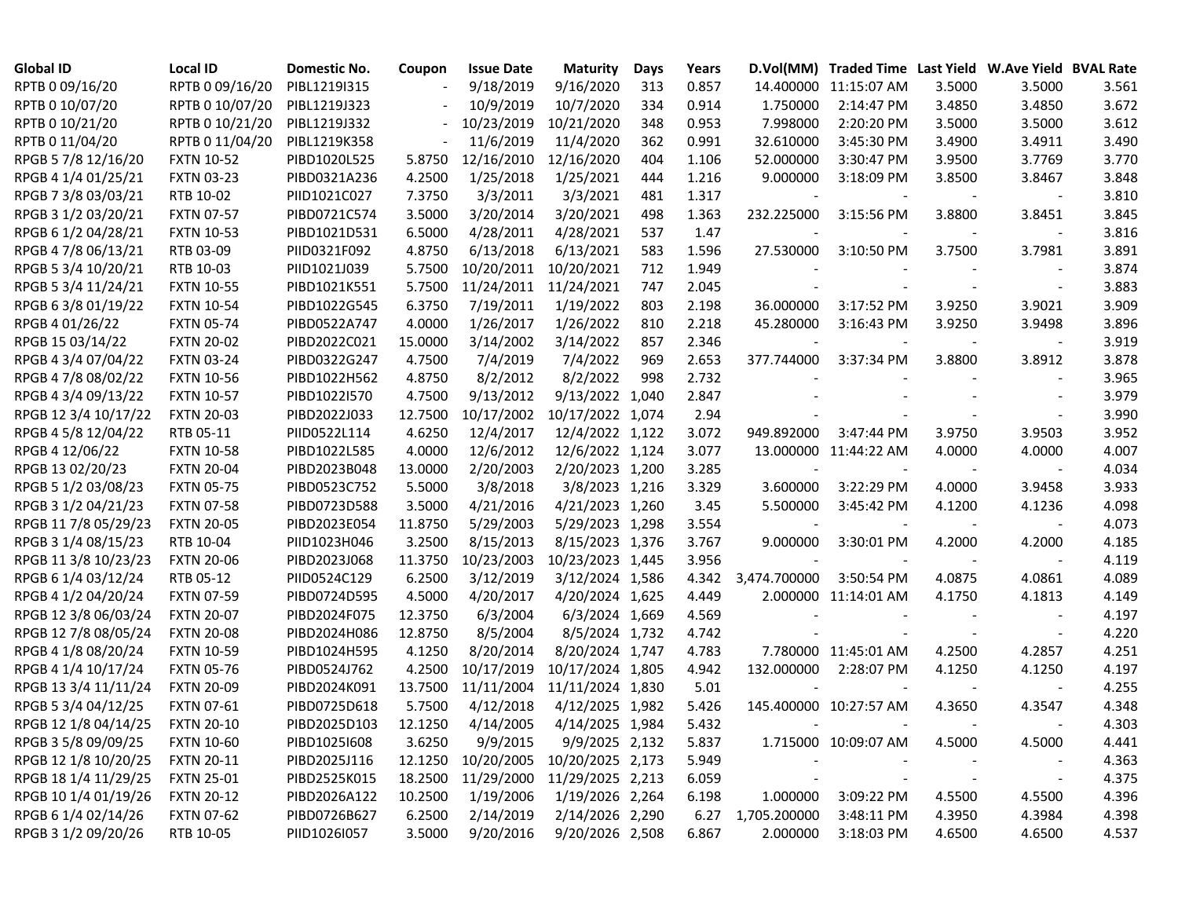| Global ID | Local ID | Domestic No. | Coupon | Issue Date | Maturity | Days | Years | D.Vol(MM) | Traded Time | Last Yield | W.Ave Yield | BVAL Rate |
|---|---|---|---|---|---|---|---|---|---|---|---|---|
| RPTB 0 09/16/20 | RPTB 0 09/16/20 | PIBL1219I315 | - | 9/18/2019 | 9/16/2020 | 313 | 0.857 | 14.400000 | 11:15:07 AM | 3.5000 | 3.5000 | 3.561 |
| RPTB 0 10/07/20 | RPTB 0 10/07/20 | PIBL1219J323 | - | 10/9/2019 | 10/7/2020 | 334 | 0.914 | 1.750000 | 2:14:47 PM | 3.4850 | 3.4850 | 3.672 |
| RPTB 0 10/21/20 | RPTB 0 10/21/20 | PIBL1219J332 | - | 10/23/2019 | 10/21/2020 | 348 | 0.953 | 7.998000 | 2:20:20 PM | 3.5000 | 3.5000 | 3.612 |
| RPTB 0 11/04/20 | RPTB 0 11/04/20 | PIBL1219K358 | - | 11/6/2019 | 11/4/2020 | 362 | 0.991 | 32.610000 | 3:45:30 PM | 3.4900 | 3.4911 | 3.490 |
| RPGB 5 7/8 12/16/20 | FXTN 10-52 | PIBD1020L525 | 5.8750 | 12/16/2010 | 12/16/2020 | 404 | 1.106 | 52.000000 | 3:30:47 PM | 3.9500 | 3.7769 | 3.770 |
| RPGB 4 1/4 01/25/21 | FXTN 03-23 | PIBD0321A236 | 4.2500 | 1/25/2018 | 1/25/2021 | 444 | 1.216 | 9.000000 | 3:18:09 PM | 3.8500 | 3.8467 | 3.848 |
| RPGB 7 3/8 03/03/21 | RTB 10-02 | PIID1021C027 | 7.3750 | 3/3/2011 | 3/3/2021 | 481 | 1.317 | - | - | - | - | 3.810 |
| RPGB 3 1/2 03/20/21 | FXTN 07-57 | PIBD0721C574 | 3.5000 | 3/20/2014 | 3/20/2021 | 498 | 1.363 | 232.225000 | 3:15:56 PM | 3.8800 | 3.8451 | 3.845 |
| RPGB 6 1/2 04/28/21 | FXTN 10-53 | PIBD1021D531 | 6.5000 | 4/28/2011 | 4/28/2021 | 537 | 1.47 | - | - | - | - | 3.816 |
| RPGB 4 7/8 06/13/21 | RTB 03-09 | PIID0321F092 | 4.8750 | 6/13/2018 | 6/13/2021 | 583 | 1.596 | 27.530000 | 3:10:50 PM | 3.7500 | 3.7981 | 3.891 |
| RPGB 5 3/4 10/20/21 | RTB 10-03 | PIID1021J039 | 5.7500 | 10/20/2011 | 10/20/2021 | 712 | 1.949 | - | - | - | - | 3.874 |
| RPGB 5 3/4 11/24/21 | FXTN 10-55 | PIBD1021K551 | 5.7500 | 11/24/2011 | 11/24/2021 | 747 | 2.045 | - | - | - | - | 3.883 |
| RPGB 6 3/8 01/19/22 | FXTN 10-54 | PIBD1022G545 | 6.3750 | 7/19/2011 | 1/19/2022 | 803 | 2.198 | 36.000000 | 3:17:52 PM | 3.9250 | 3.9021 | 3.909 |
| RPGB 4 01/26/22 | FXTN 05-74 | PIBD0522A747 | 4.0000 | 1/26/2017 | 1/26/2022 | 810 | 2.218 | 45.280000 | 3:16:43 PM | 3.9250 | 3.9498 | 3.896 |
| RPGB 15 03/14/22 | FXTN 20-02 | PIBD2022C021 | 15.0000 | 3/14/2002 | 3/14/2022 | 857 | 2.346 | - | - | - | - | 3.919 |
| RPGB 4 3/4 07/04/22 | FXTN 03-24 | PIBD0322G247 | 4.7500 | 7/4/2019 | 7/4/2022 | 969 | 2.653 | 377.744000 | 3:37:34 PM | 3.8800 | 3.8912 | 3.878 |
| RPGB 4 7/8 08/02/22 | FXTN 10-56 | PIBD1022H562 | 4.8750 | 8/2/2012 | 8/2/2022 | 998 | 2.732 | - | - | - | - | 3.965 |
| RPGB 4 3/4 09/13/22 | FXTN 10-57 | PIBD1022I570 | 4.7500 | 9/13/2012 | 9/13/2022 | 1,040 | 2.847 | - | - | - | - | 3.979 |
| RPGB 12 3/4 10/17/22 | FXTN 20-03 | PIBD2022J033 | 12.7500 | 10/17/2002 | 10/17/2022 | 1,074 | 2.94 | - | - | - | - | 3.990 |
| RPGB 4 5/8 12/04/22 | RTB 05-11 | PIID0522L114 | 4.6250 | 12/4/2017 | 12/4/2022 | 1,122 | 3.072 | 949.892000 | 3:47:44 PM | 3.9750 | 3.9503 | 3.952 |
| RPGB 4 12/06/22 | FXTN 10-58 | PIBD1022L585 | 4.0000 | 12/6/2012 | 12/6/2022 | 1,124 | 3.077 | 13.000000 | 11:44:22 AM | 4.0000 | 4.0000 | 4.007 |
| RPGB 13 02/20/23 | FXTN 20-04 | PIBD2023B048 | 13.0000 | 2/20/2003 | 2/20/2023 | 1,200 | 3.285 | - | - | - | - | 4.034 |
| RPGB 5 1/2 03/08/23 | FXTN 05-75 | PIBD0523C752 | 5.5000 | 3/8/2018 | 3/8/2023 | 1,216 | 3.329 | 3.600000 | 3:22:29 PM | 4.0000 | 3.9458 | 3.933 |
| RPGB 3 1/2 04/21/23 | FXTN 07-58 | PIBD0723D588 | 3.5000 | 4/21/2016 | 4/21/2023 | 1,260 | 3.45 | 5.500000 | 3:45:42 PM | 4.1200 | 4.1236 | 4.098 |
| RPGB 11 7/8 05/29/23 | FXTN 20-05 | PIBD2023E054 | 11.8750 | 5/29/2003 | 5/29/2023 | 1,298 | 3.554 | - | - | - | - | 4.073 |
| RPGB 3 1/4 08/15/23 | RTB 10-04 | PIID1023H046 | 3.2500 | 8/15/2013 | 8/15/2023 | 1,376 | 3.767 | 9.000000 | 3:30:01 PM | 4.2000 | 4.2000 | 4.185 |
| RPGB 11 3/8 10/23/23 | FXTN 20-06 | PIBD2023J068 | 11.3750 | 10/23/2003 | 10/23/2023 | 1,445 | 3.956 | - | - | - | - | 4.119 |
| RPGB 6 1/4 03/12/24 | RTB 05-12 | PIID0524C129 | 6.2500 | 3/12/2019 | 3/12/2024 | 1,586 | 4.342 | 3,474.700000 | 3:50:54 PM | 4.0875 | 4.0861 | 4.089 |
| RPGB 4 1/2 04/20/24 | FXTN 07-59 | PIBD0724D595 | 4.5000 | 4/20/2017 | 4/20/2024 | 1,625 | 4.449 | 2.000000 | 11:14:01 AM | 4.1750 | 4.1813 | 4.149 |
| RPGB 12 3/8 06/03/24 | FXTN 20-07 | PIBD2024F075 | 12.3750 | 6/3/2004 | 6/3/2024 | 1,669 | 4.569 | - | - | - | - | 4.197 |
| RPGB 12 7/8 08/05/24 | FXTN 20-08 | PIBD2024H086 | 12.8750 | 8/5/2004 | 8/5/2024 | 1,732 | 4.742 | - | - | - | - | 4.220 |
| RPGB 4 1/8 08/20/24 | FXTN 10-59 | PIBD1024H595 | 4.1250 | 8/20/2014 | 8/20/2024 | 1,747 | 4.783 | 7.780000 | 11:45:01 AM | 4.2500 | 4.2857 | 4.251 |
| RPGB 4 1/4 10/17/24 | FXTN 05-76 | PIBD0524J762 | 4.2500 | 10/17/2019 | 10/17/2024 | 1,805 | 4.942 | 132.000000 | 2:28:07 PM | 4.1250 | 4.1250 | 4.197 |
| RPGB 13 3/4 11/11/24 | FXTN 20-09 | PIBD2024K091 | 13.7500 | 11/11/2004 | 11/11/2024 | 1,830 | 5.01 | - | - | - | - | 4.255 |
| RPGB 5 3/4 04/12/25 | FXTN 07-61 | PIBD0725D618 | 5.7500 | 4/12/2018 | 4/12/2025 | 1,982 | 5.426 | 145.400000 | 10:27:57 AM | 4.3650 | 4.3547 | 4.348 |
| RPGB 12 1/8 04/14/25 | FXTN 20-10 | PIBD2025D103 | 12.1250 | 4/14/2005 | 4/14/2025 | 1,984 | 5.432 | - | - | - | - | 4.303 |
| RPGB 3 5/8 09/09/25 | FXTN 10-60 | PIBD1025I608 | 3.6250 | 9/9/2015 | 9/9/2025 | 2,132 | 5.837 | 1.715000 | 10:09:07 AM | 4.5000 | 4.5000 | 4.441 |
| RPGB 12 1/8 10/20/25 | FXTN 20-11 | PIBD2025J116 | 12.1250 | 10/20/2005 | 10/20/2025 | 2,173 | 5.949 | - | - | - | - | 4.363 |
| RPGB 18 1/4 11/29/25 | FXTN 25-01 | PIBD2525K015 | 18.2500 | 11/29/2000 | 11/29/2025 | 2,213 | 6.059 | - | - | - | - | 4.375 |
| RPGB 10 1/4 01/19/26 | FXTN 20-12 | PIBD2026A122 | 10.2500 | 1/19/2006 | 1/19/2026 | 2,264 | 6.198 | 1.000000 | 3:09:22 PM | 4.5500 | 4.5500 | 4.396 |
| RPGB 6 1/4 02/14/26 | FXTN 07-62 | PIBD0726B627 | 6.2500 | 2/14/2019 | 2/14/2026 | 2,290 | 6.27 | 1,705.200000 | 3:48:11 PM | 4.3950 | 4.3984 | 4.398 |
| RPGB 3 1/2 09/20/26 | RTB 10-05 | PIID1026I057 | 3.5000 | 9/20/2016 | 9/20/2026 | 2,508 | 6.867 | 2.000000 | 3:18:03 PM | 4.6500 | 4.6500 | 4.537 |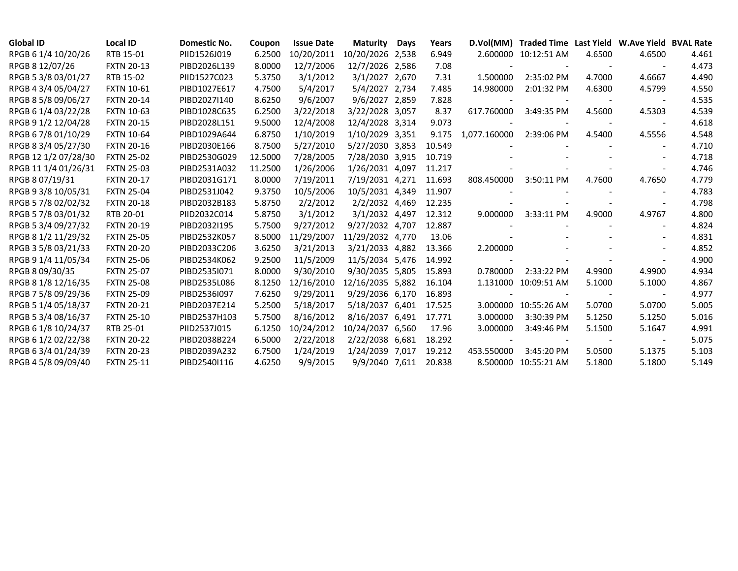| Global ID | Local ID | Domestic No. | Coupon | Issue Date | Maturity | Days | Years | D.Vol(MM) | Traded Time | Last Yield | W.Ave Yield | BVAL Rate |
|---|---|---|---|---|---|---|---|---|---|---|---|---|
| RPGB 6 1/4 10/20/26 | RTB 15-01 | PIID1526J019 | 6.2500 | 10/20/2011 | 10/20/2026 | 2,538 | 6.949 | 2.600000 | 10:12:51 AM | 4.6500 | 4.6500 | 4.461 |
| RPGB 8 12/07/26 | FXTN 20-13 | PIBD2026L139 | 8.0000 | 12/7/2006 | 12/7/2026 | 2,586 | 7.08 | - | - | - | - | 4.473 |
| RPGB 5 3/8 03/01/27 | RTB 15-02 | PIID1527C023 | 5.3750 | 3/1/2012 | 3/1/2027 | 2,670 | 7.31 | 1.500000 | 2:35:02 PM | 4.7000 | 4.6667 | 4.490 |
| RPGB 4 3/4 05/04/27 | FXTN 10-61 | PIBD1027E617 | 4.7500 | 5/4/2017 | 5/4/2027 | 2,734 | 7.485 | 14.980000 | 2:01:32 PM | 4.6300 | 4.5799 | 4.550 |
| RPGB 8 5/8 09/06/27 | FXTN 20-14 | PIBD2027I140 | 8.6250 | 9/6/2007 | 9/6/2027 | 2,859 | 7.828 | - | - | - | - | 4.535 |
| RPGB 6 1/4 03/22/28 | FXTN 10-63 | PIBD1028C635 | 6.2500 | 3/22/2018 | 3/22/2028 | 3,057 | 8.37 | 617.760000 | 3:49:35 PM | 4.5600 | 4.5303 | 4.539 |
| RPGB 9 1/2 12/04/28 | FXTN 20-15 | PIBD2028L151 | 9.5000 | 12/4/2008 | 12/4/2028 | 3,314 | 9.073 | - | - | - | - | 4.618 |
| RPGB 6 7/8 01/10/29 | FXTN 10-64 | PIBD1029A644 | 6.8750 | 1/10/2019 | 1/10/2029 | 3,351 | 9.175 | 1,077.160000 | 2:39:06 PM | 4.5400 | 4.5556 | 4.548 |
| RPGB 8 3/4 05/27/30 | FXTN 20-16 | PIBD2030E166 | 8.7500 | 5/27/2010 | 5/27/2030 | 3,853 | 10.549 | - | - | - | - | 4.710 |
| RPGB 12 1/2 07/28/30 | FXTN 25-02 | PIBD2530G029 | 12.5000 | 7/28/2005 | 7/28/2030 | 3,915 | 10.719 | - | - | - | - | 4.718 |
| RPGB 11 1/4 01/26/31 | FXTN 25-03 | PIBD2531A032 | 11.2500 | 1/26/2006 | 1/26/2031 | 4,097 | 11.217 | - | - | - | - | 4.746 |
| RPGB 8 07/19/31 | FXTN 20-17 | PIBD2031G171 | 8.0000 | 7/19/2011 | 7/19/2031 | 4,271 | 11.693 | 808.450000 | 3:50:11 PM | 4.7600 | 4.7650 | 4.779 |
| RPGB 9 3/8 10/05/31 | FXTN 25-04 | PIBD2531J042 | 9.3750 | 10/5/2006 | 10/5/2031 | 4,349 | 11.907 | - | - | - | - | 4.783 |
| RPGB 5 7/8 02/02/32 | FXTN 20-18 | PIBD2032B183 | 5.8750 | 2/2/2012 | 2/2/2032 | 4,469 | 12.235 | - | - | - | - | 4.798 |
| RPGB 5 7/8 03/01/32 | RTB 20-01 | PIID2032C014 | 5.8750 | 3/1/2012 | 3/1/2032 | 4,497 | 12.312 | 9.000000 | 3:33:11 PM | 4.9000 | 4.9767 | 4.800 |
| RPGB 5 3/4 09/27/32 | FXTN 20-19 | PIBD2032I195 | 5.7500 | 9/27/2012 | 9/27/2032 | 4,707 | 12.887 | - | - | - | - | 4.824 |
| RPGB 8 1/2 11/29/32 | FXTN 25-05 | PIBD2532K057 | 8.5000 | 11/29/2007 | 11/29/2032 | 4,770 | 13.06 | - | - | - | - | 4.831 |
| RPGB 3 5/8 03/21/33 | FXTN 20-20 | PIBD2033C206 | 3.6250 | 3/21/2013 | 3/21/2033 | 4,882 | 13.366 | 2.200000 | - | - | - | 4.852 |
| RPGB 9 1/4 11/05/34 | FXTN 25-06 | PIBD2534K062 | 9.2500 | 11/5/2009 | 11/5/2034 | 5,476 | 14.992 | - | - | - | - | 4.900 |
| RPGB 8 09/30/35 | FXTN 25-07 | PIBD2535I071 | 8.0000 | 9/30/2010 | 9/30/2035 | 5,805 | 15.893 | 0.780000 | 2:33:22 PM | 4.9900 | 4.9900 | 4.934 |
| RPGB 8 1/8 12/16/35 | FXTN 25-08 | PIBD2535L086 | 8.1250 | 12/16/2010 | 12/16/2035 | 5,882 | 16.104 | 1.131000 | 10:09:51 AM | 5.1000 | 5.1000 | 4.867 |
| RPGB 7 5/8 09/29/36 | FXTN 25-09 | PIBD2536I097 | 7.6250 | 9/29/2011 | 9/29/2036 | 6,170 | 16.893 | - | - | - | - | 4.977 |
| RPGB 5 1/4 05/18/37 | FXTN 20-21 | PIBD2037E214 | 5.2500 | 5/18/2017 | 5/18/2037 | 6,401 | 17.525 | 3.000000 | 10:55:26 AM | 5.0700 | 5.0700 | 5.005 |
| RPGB 5 3/4 08/16/37 | FXTN 25-10 | PIBD2537H103 | 5.7500 | 8/16/2012 | 8/16/2037 | 6,491 | 17.771 | 3.000000 | 3:30:39 PM | 5.1250 | 5.1250 | 5.016 |
| RPGB 6 1/8 10/24/37 | RTB 25-01 | PIID2537J015 | 6.1250 | 10/24/2012 | 10/24/2037 | 6,560 | 17.96 | 3.000000 | 3:49:46 PM | 5.1500 | 5.1647 | 4.991 |
| RPGB 6 1/2 02/22/38 | FXTN 20-22 | PIBD2038B224 | 6.5000 | 2/22/2018 | 2/22/2038 | 6,681 | 18.292 | - | - | - | - | 5.075 |
| RPGB 6 3/4 01/24/39 | FXTN 20-23 | PIBD2039A232 | 6.7500 | 1/24/2019 | 1/24/2039 | 7,017 | 19.212 | 453.550000 | 3:45:20 PM | 5.0500 | 5.1375 | 5.103 |
| RPGB 4 5/8 09/09/40 | FXTN 25-11 | PIBD2540I116 | 4.6250 | 9/9/2015 | 9/9/2040 | 7,611 | 20.838 | 8.500000 | 10:55:21 AM | 5.1800 | 5.1800 | 5.149 |